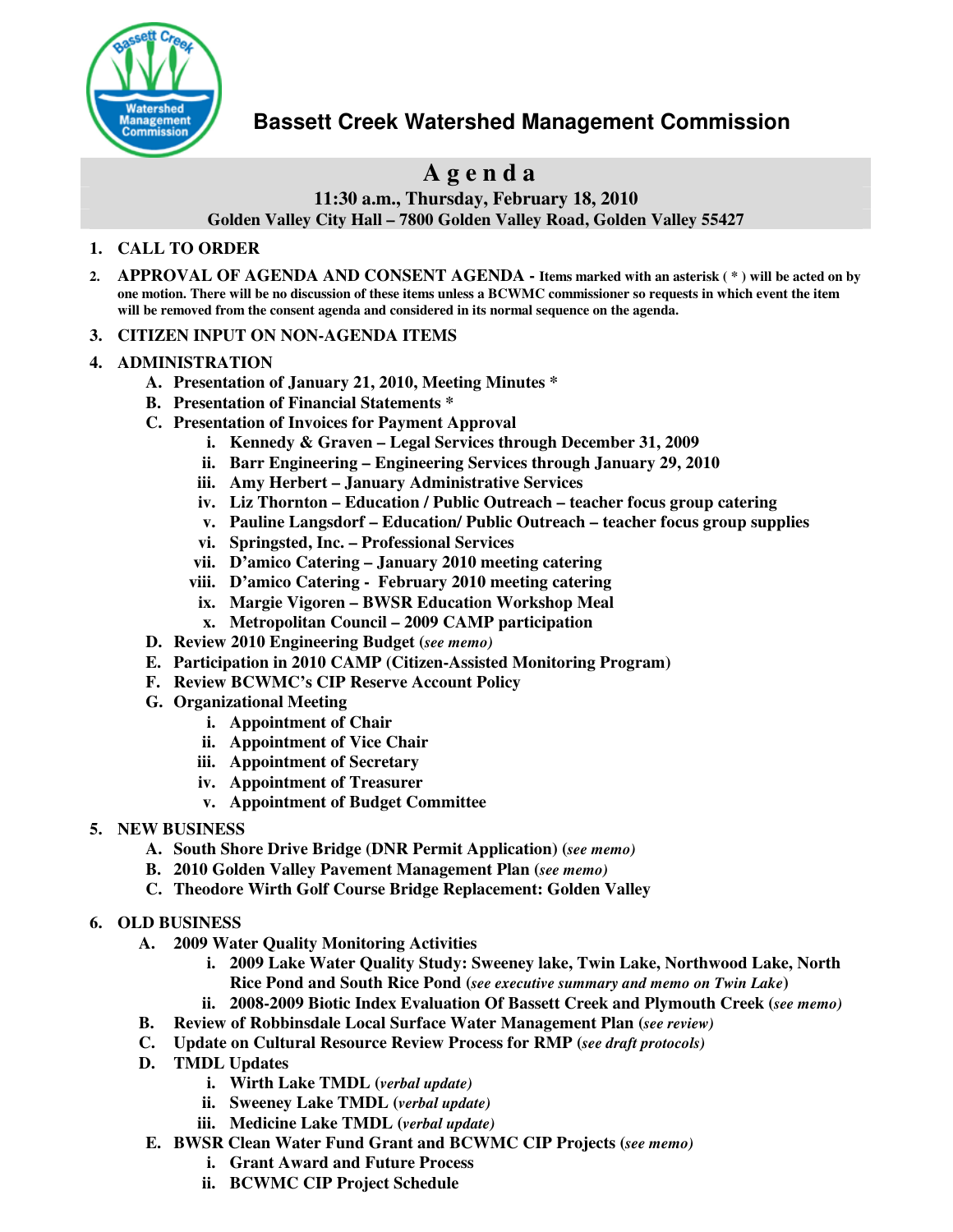# Bassett Creek Watershed Management Commission

## Agenda

**11:30 a.m., Thursday, February 18, 2010**
**Golden Valley City Hall – 7800 Golden Valley Road, Golden Valley 55427**

1. **CALL TO ORDER**
2. **APPROVAL OF AGENDA AND CONSENT AGENDA - Items marked with an asterisk ( * ) will be acted on by one motion. There will be no discussion of these items unless a BCWMC commissioner so requests in which event the item will be removed from the consent agenda and considered in its normal sequence on the agenda.**
3. **CITIZEN INPUT ON NON-AGENDA ITEMS**
4. **ADMINISTRATION**
   - A. **Presentation of January 21, 2010, Meeting Minutes ***
   - B. **Presentation of Financial Statements ***
   - C. **Presentation of Invoices for Payment Approval**
     - i. **Kennedy & Graven – Legal Services through December 31, 2009**
     - ii. **Barr Engineering – Engineering Services through January 29, 2010**
     - iii. **Amy Herbert – January Administrative Services**
     - iv. **Liz Thornton – Education / Public Outreach – teacher focus group catering**
     - v. **Pauline Langsdorf – Education/ Public Outreach – teacher focus group supplies**
     - vi. **Springsted, Inc. – Professional Services**
     - vii. **D'amico Catering – January 2010 meeting catering**
     - viii. **D'amico Catering - February 2010 meeting catering**
     - ix. **Margie Vigoren – BWSR Education Workshop Meal**
     - x. **Metropolitan Council – 2009 CAMP participation**
   - D. **Review 2010 Engineering Budget (*see memo*)**
   - E. **Participation in 2010 CAMP (Citizen-Assisted Monitoring Program)**
   - F. **Review BCWMC's CIP Reserve Account Policy**
   - G. **Organizational Meeting**
     - i. **Appointment of Chair**
     - ii. **Appointment of Vice Chair**
     - iii. **Appointment of Secretary**
     - iv. **Appointment of Treasurer**
     - v. **Appointment of Budget Committee**
5. **NEW BUSINESS**
   - A. **South Shore Drive Bridge (DNR Permit Application) (*see memo*)**
   - B. **2010 Golden Valley Pavement Management Plan (*see memo*)**
   - C. **Theodore Wirth Golf Course Bridge Replacement: Golden Valley**
6. **OLD BUSINESS**
   - A. **2009 Water Quality Monitoring Activities**
     - i. **2009 Lake Water Quality Study: Sweeney lake, Twin Lake, Northwood Lake, North Rice Pond and South Rice Pond (*see executive summary and memo on Twin Lake*)**
     - ii. **2008-2009 Biotic Index Evaluation Of Bassett Creek and Plymouth Creek (*see memo*)**
   - B. **Review of Robbinsdale Local Surface Water Management Plan (*see review*)**
   - C. **Update on Cultural Resource Review Process for RMP (*see draft protocols*)**
   - D. **TMDL Updates**
     - i. **Wirth Lake TMDL (*verbal update*)**
     - ii. **Sweeney Lake TMDL (*verbal update*)**
     - iii. **Medicine Lake TMDL (*verbal update*)**
   - E. **BWSR Clean Water Fund Grant and BCWMC CIP Projects (*see memo*)**
     - i. **Grant Award and Future Process**
     - ii. **BCWMC CIP Project Schedule**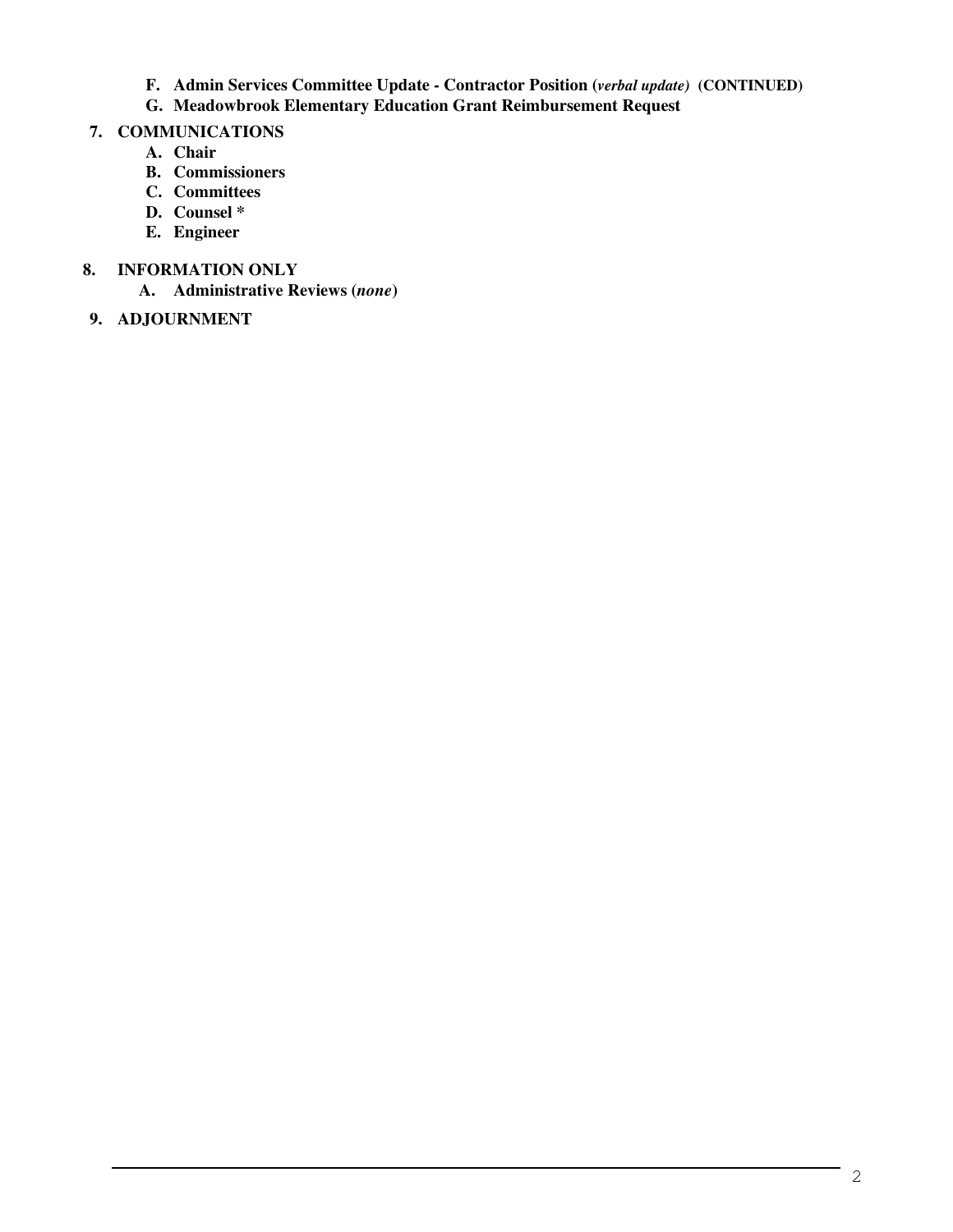- **F. Admin Services Committee Update - Contractor Position (*verbal update*) (CONTINUED)**
- **G. Meadowbrook Elementary Education Grant Reimbursement Request**

**7. COMMUNICATIONS**

- **A. Chair**
- **B. Commissioners**
- **C. Committees**
- **D. Counsel ***
- **E. Engineer**

**8. INFORMATION ONLY**

- **A. Administrative Reviews (*none*)**

**9. ADJOURNMENT**